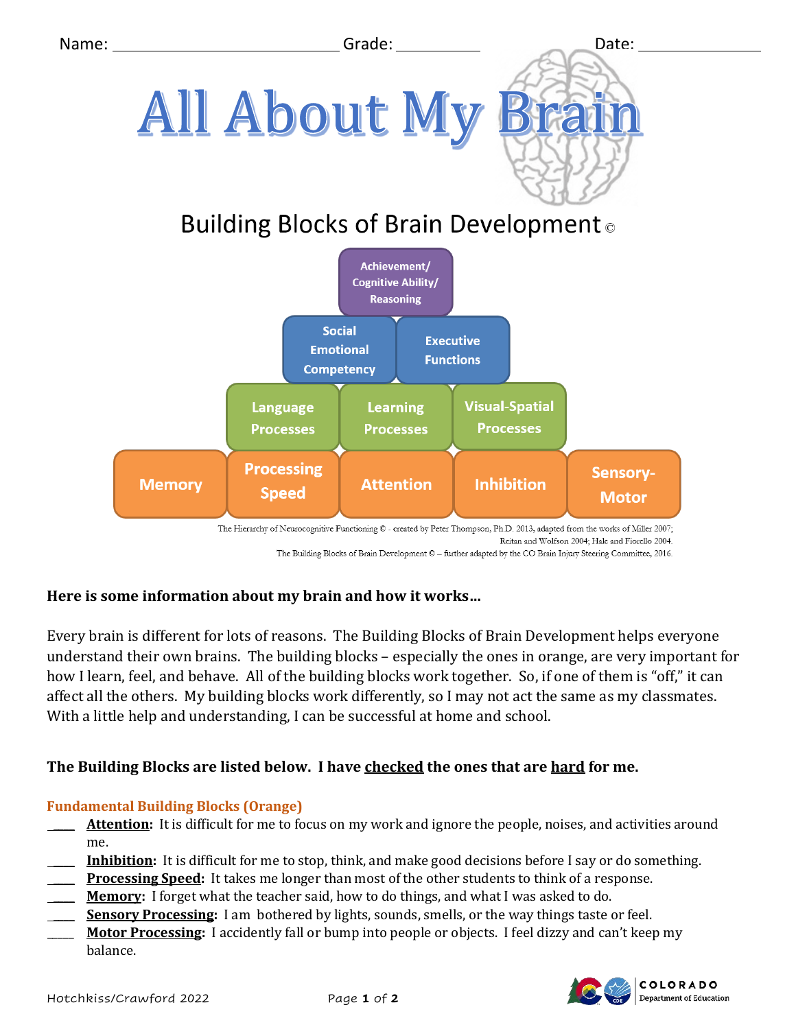Name: ____________________________ Grade: __________ Date: _______________

# All About My Brain

## Building Blocks of Brain Development ©

Achievement/ Cognitive Ability/ Reasoning

Social Emotional Competency | Executive Functions

Language Processes | Learning Processes | Visual-Spatial Processes

Memory | Processing Speed | Attention | Inhibition | Sensory-Motor

The Hierarchy of Neurocognitive Functioning © - created by Peter Thompson, Ph.D. 2013, adapted from the works of Miller 2007; Reitan and Wolfson 2004; Hale and Fiorello 2004.
The Building Blocks of Brain Development © – further adapted by the CO Brain Injury Steering Committee, 2016.

**Here is some information about my brain and how it works…**

Every brain is different for lots of reasons. The Building Blocks of Brain Development helps everyone understand their own brains. The building blocks – especially the ones in orange, are very important for how I learn, feel, and behave. All of the building blocks work together. So, if one of them is "off," it can affect all the others. My building blocks work differently, so I may not act the same as my classmates. With a little help and understanding, I can be successful at home and school.

**The Building Blocks are listed below. I have <u>checked</u> the ones that are <u>hard</u> for me.**

### Fundamental Building Blocks (Orange)

- ____ **<u>Attention</u>:** It is difficult for me to focus on my work and ignore the people, noises, and activities around me.
- ____ **<u>Inhibition</u>:** It is difficult for me to stop, think, and make good decisions before I say or do something.
- ____ **<u>Processing Speed</u>:** It takes me longer than most of the other students to think of a response.
- ____ **<u>Memory</u>:** I forget what the teacher said, how to do things, and what I was asked to do.
- ____ **<u>Sensory Processing</u>:** I am bothered by lights, sounds, smells, or the way things taste or feel.
- ____ **<u>Motor Processing</u>:** I accidently fall or bump into people or objects. I feel dizzy and can't keep my balance.

Hotchkiss/Crawford 2022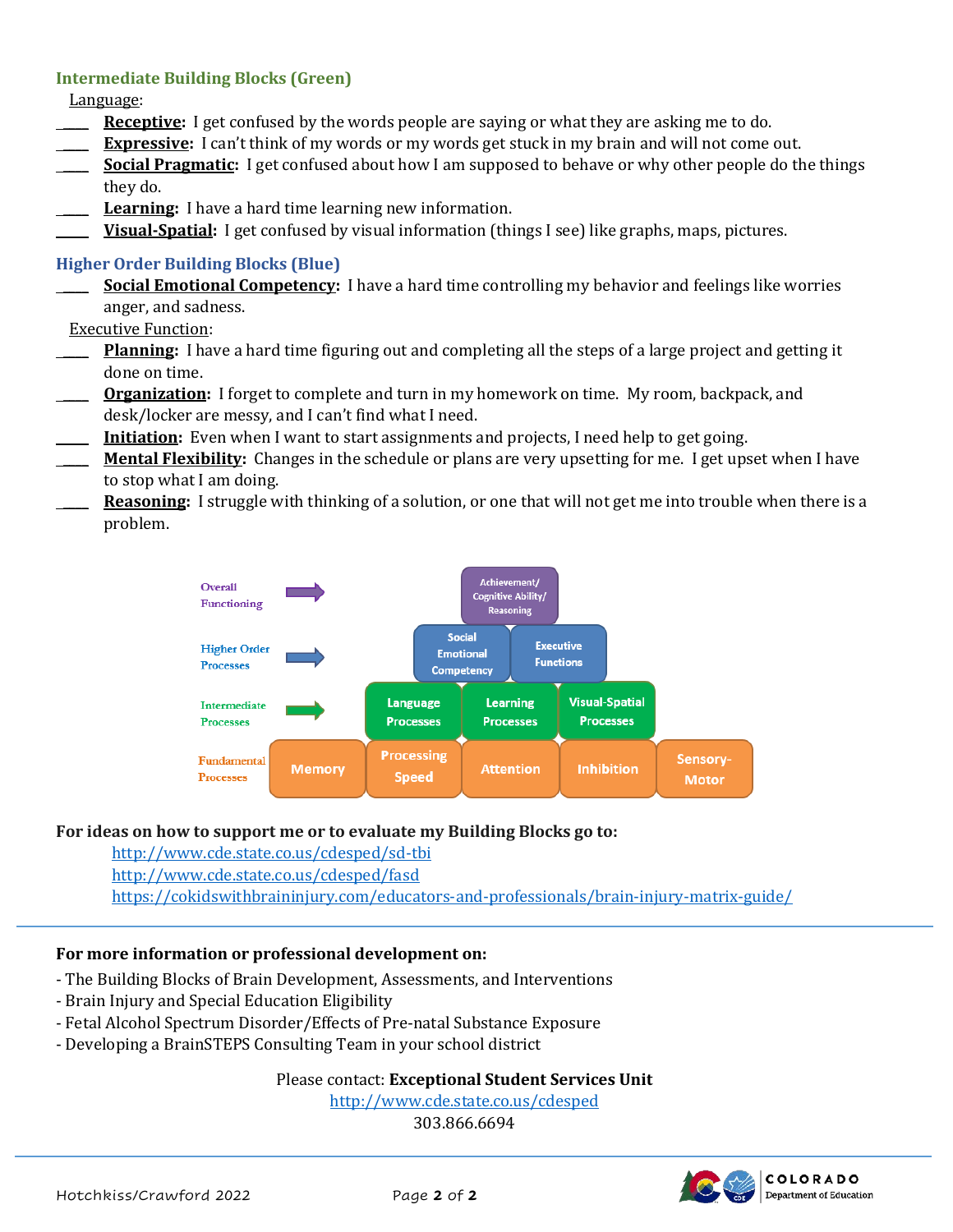### Intermediate Building Blocks (Green)

Language:

____ **Receptive:** I get confused by the words people are saying or what they are asking me to do.

____ **Expressive:** I can't think of my words or my words get stuck in my brain and will not come out.

____ **Social Pragmatic:** I get confused about how I am supposed to behave or why other people do the things they do.

____ **Learning:** I have a hard time learning new information.

____ **Visual-Spatial:** I get confused by visual information (things I see) like graphs, maps, pictures.

### Higher Order Building Blocks (Blue)

____ **Social Emotional Competency:** I have a hard time controlling my behavior and feelings like worries anger, and sadness.

Executive Function:

____ **Planning:** I have a hard time figuring out and completing all the steps of a large project and getting it done on time.

____ **Organization:** I forget to complete and turn in my homework on time. My room, backpack, and desk/locker are messy, and I can't find what I need.

____ **Initiation:** Even when I want to start assignments and projects, I need help to get going.

____ **Mental Flexibility:** Changes in the schedule or plans are very upsetting for me. I get upset when I have to stop what I am doing.

____ **Reasoning:** I struggle with thinking of a solution, or one that will not get me into trouble when there is a problem.

Overall Functioning
Achievement/ Cognitive Ability/ Reasoning

Higher Order Processes
Social Emotional Competency
Executive Functions

Intermediate Processes
Language Processes
Learning Processes
Visual-Spatial Processes

Fundamental Processes
Memory
Processing Speed
Attention
Inhibition
Sensory-Motor

**For ideas on how to support me or to evaluate my Building Blocks go to:**

http://www.cde.state.co.us/cdesped/sd-tbi
http://www.cde.state.co.us/cdesped/fasd
https://cokidswithbraininjury.com/educators-and-professionals/brain-injury-matrix-guide/

---

**For more information or professional development on:**

- The Building Blocks of Brain Development, Assessments, and Interventions
- Brain Injury and Special Education Eligibility
- Fetal Alcohol Spectrum Disorder/Effects of Pre-natal Substance Exposure
- Developing a BrainSTEPS Consulting Team in your school district

Please contact: **Exceptional Student Services Unit**
http://www.cde.state.co.us/cdesped
303.866.6694

Hotchkiss/Crawford 2022